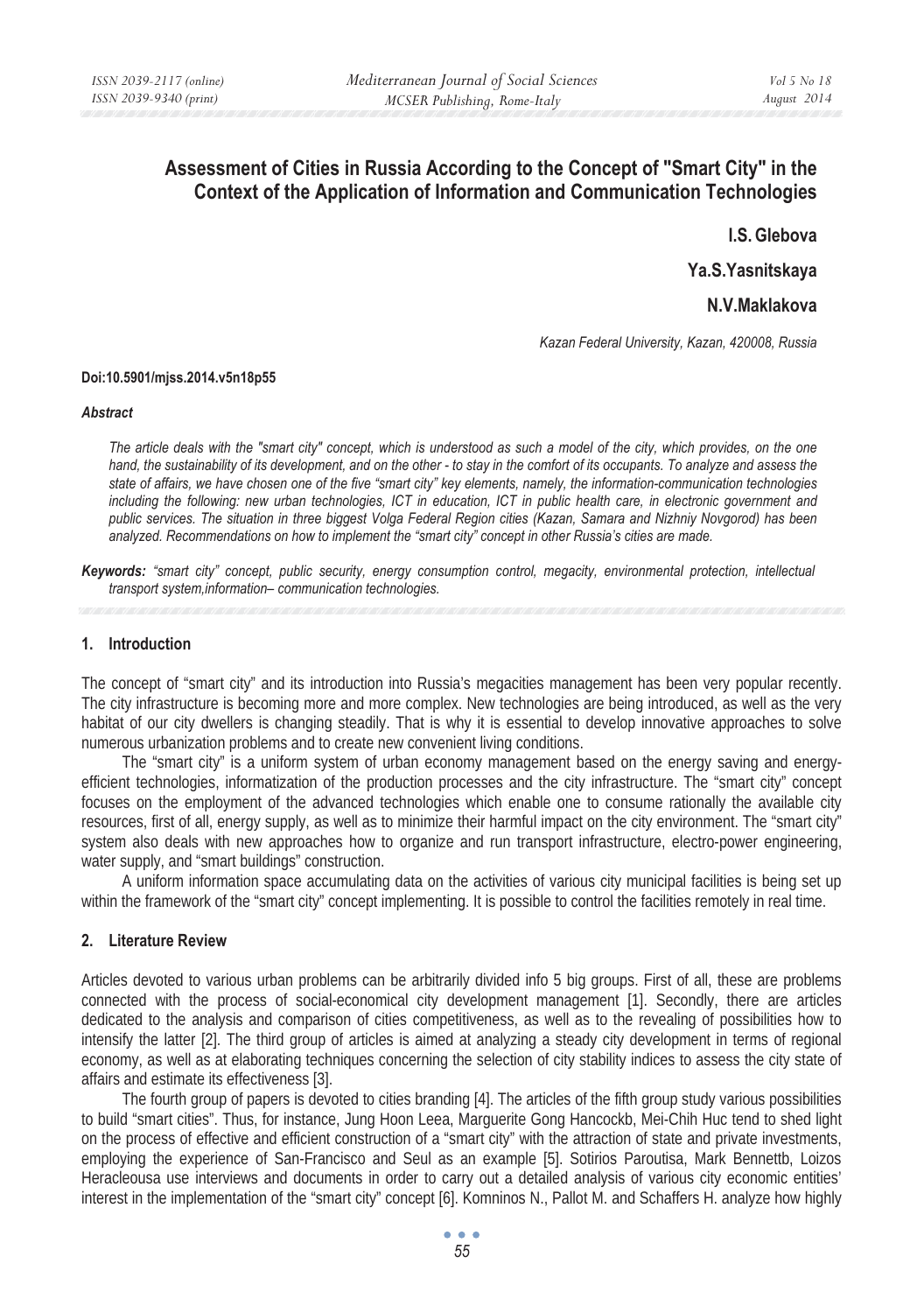# Assessment of Cities in Russia According to the Concept of "Smart City" in the Context of the Application of Information and Communication Technologies

**I.S. Glebova**

**Ya.S.Yasnitskaya**

**N.V.Maklakova**

*Kazan Federal University, Kazan, 420008, Russia*

**Doi:10.5901/mjss.2014.v5n18p55**

***Abstract***

*The article deals with the "smart city" concept, which is understood as such a model of the city, which provides, on the one hand, the sustainability of its development, and on the other - to stay in the comfort of its occupants. To analyze and assess the state of affairs, we have chosen one of the five "smart city" key elements, namely, the information-communication technologies including the following: new urban technologies, ICT in education, ICT in public health care, in electronic government and public services. The situation in three biggest Volga Federal Region cities (Kazan, Samara and Nizhniy Novgorod) has been analyzed. Recommendations on how to implement the "smart city" concept in other Russia's cities are made.*

***Keywords:*** *"smart city" concept, public security, energy consumption control, megacity, environmental protection, intellectual transport system,information– communication technologies.*

## 1. Introduction

The concept of "smart city" and its introduction into Russia's megacities management has been very popular recently. The city infrastructure is becoming more and more complex. New technologies are being introduced, as well as the very habitat of our city dwellers is changing steadily. That is why it is essential to develop innovative approaches to solve numerous urbanization problems and to create new convenient living conditions.

The "smart city" is a uniform system of urban economy management based on the energy saving and energy-efficient technologies, informatization of the production processes and the city infrastructure. The "smart city" concept focuses on the employment of the advanced technologies which enable one to consume rationally the available city resources, first of all, energy supply, as well as to minimize their harmful impact on the city environment. The "smart city" system also deals with new approaches how to organize and run transport infrastructure, electro-power engineering, water supply, and "smart buildings" construction.

A uniform information space accumulating data on the activities of various city municipal facilities is being set up within the framework of the "smart city" concept implementing. It is possible to control the facilities remotely in real time.

## 2. Literature Review

Articles devoted to various urban problems can be arbitrarily divided info 5 big groups. First of all, these are problems connected with the process of social-economical city development management [1]. Secondly, there are articles dedicated to the analysis and comparison of cities competitiveness, as well as to the revealing of possibilities how to intensify the latter [2]. The third group of articles is aimed at analyzing a steady city development in terms of regional economy, as well as at elaborating techniques concerning the selection of city stability indices to assess the city state of affairs and estimate its effectiveness [3].

The fourth group of papers is devoted to cities branding [4]. The articles of the fifth group study various possibilities to build "smart cities". Thus, for instance, Jung Hoon Leea, Marguerite Gong Hancockb, Mei-Chih Huc tend to shed light on the process of effective and efficient construction of a "smart city" with the attraction of state and private investments, employing the experience of San-Francisco and Seul as an example [5]. Sotirios Paroutisa, Mark Bennettb, Loizos Heracleousa use interviews and documents in order to carry out a detailed analysis of various city economic entities' interest in the implementation of the "smart city" concept [6]. Komninos N., Pallot M. and Schaffers H. analyze how highly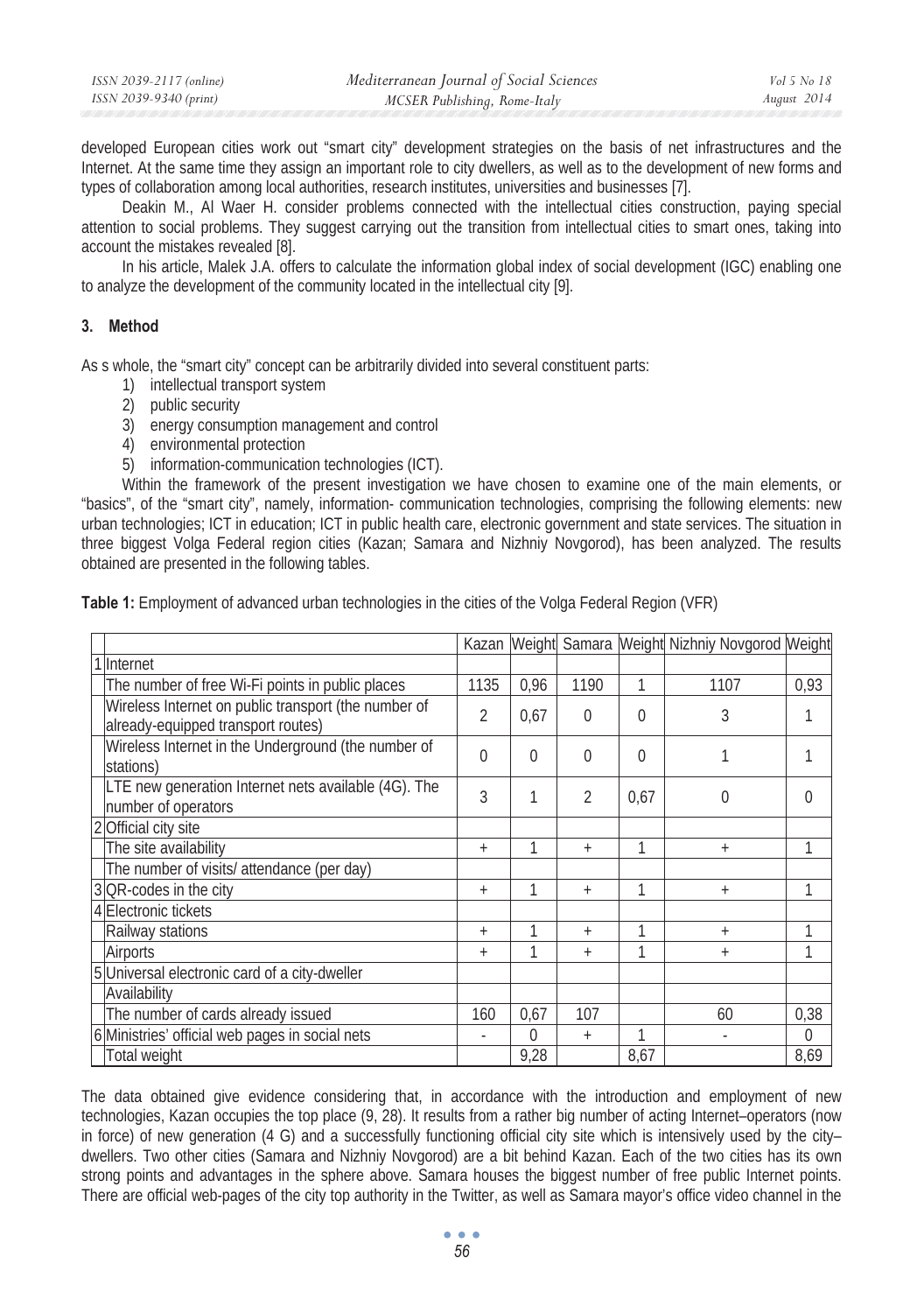developed European cities work out "smart city" development strategies on the basis of net infrastructures and the Internet. At the same time they assign an important role to city dwellers, as well as to the development of new forms and types of collaboration among local authorities, research institutes, universities and businesses [7].

Deakin M., Al Waer H. consider problems connected with the intellectual cities construction, paying special attention to social problems. They suggest carrying out the transition from intellectual cities to smart ones, taking into account the mistakes revealed [8].

In his article, Malek J.A. offers to calculate the information global index of social development (IGC) enabling one to analyze the development of the community located in the intellectual city [9].

## 3. Method

As s whole, the "smart city" concept can be arbitrarily divided into several constituent parts:

1) intellectual transport system
2) public security
3) energy consumption management and control
4) environmental protection
5) information-communication technologies (ICT).

Within the framework of the present investigation we have chosen to examine one of the main elements, or "basics", of the "smart city", namely, information- communication technologies, comprising the following elements: new urban technologies; ICT in education; ICT in public health care, electronic government and state services. The situation in three biggest Volga Federal region cities (Kazan; Samara and Nizhniy Novgorod), has been analyzed. The results obtained are presented in the following tables.

**Table 1:** Employment of advanced urban technologies in the cities of the Volga Federal Region (VFR)

| | | Kazan | Weight | Samara | Weight | Nizhniy Novgorod | Weight |
|---|---|---|---|---|---|---|---|
| 1 | Internet | | | | | | |
| | The number of free Wi-Fi points in public places | 1135 | 0,96 | 1190 | 1 | 1107 | 0,93 |
| | Wireless Internet on public transport (the number of already-equipped transport routes) | 2 | 0,67 | 0 | 0 | 3 | 1 |
| | Wireless Internet in the Underground (the number of stations) | 0 | 0 | 0 | 0 | 1 | 1 |
| | LTE new generation Internet nets available (4G). The number of operators | 3 | 1 | 2 | 0,67 | 0 | 0 |
| 2 | Official city site | | | | | | |
| | The site availability | + | 1 | + | 1 | + | 1 |
| | The number of visits/ attendance (per day) | | | | | | |
| 3 | QR-codes in the city | + | 1 | + | 1 | + | 1 |
| 4 | Electronic tickets | | | | | | |
| | Railway stations | + | 1 | + | 1 | + | 1 |
| | Airports | + | 1 | + | 1 | + | 1 |
| 5 | Universal electronic card of a city-dweller | | | | | | |
| | Availability | | | | | | |
| | The number of cards already issued | 160 | 0,67 | 107 | | 60 | 0,38 |
| 6 | Ministries' official web pages in social nets | - | 0 | + | 1 | - | 0 |
| | Total weight | | 9,28 | | 8,67 | | 8,69 |

The data obtained give evidence considering that, in accordance with the introduction and employment of new technologies, Kazan occupies the top place (9, 28). It results from a rather big number of acting Internet–operators (now in force) of new generation (4 G) and a successfully functioning official city site which is intensively used by the city–dwellers. Two other cities (Samara and Nizhniy Novgorod) are a bit behind Kazan. Each of the two cities has its own strong points and advantages in the sphere above. Samara houses the biggest number of free public Internet points. There are official web-pages of the city top authority in the Twitter, as well as Samara mayor's office video channel in the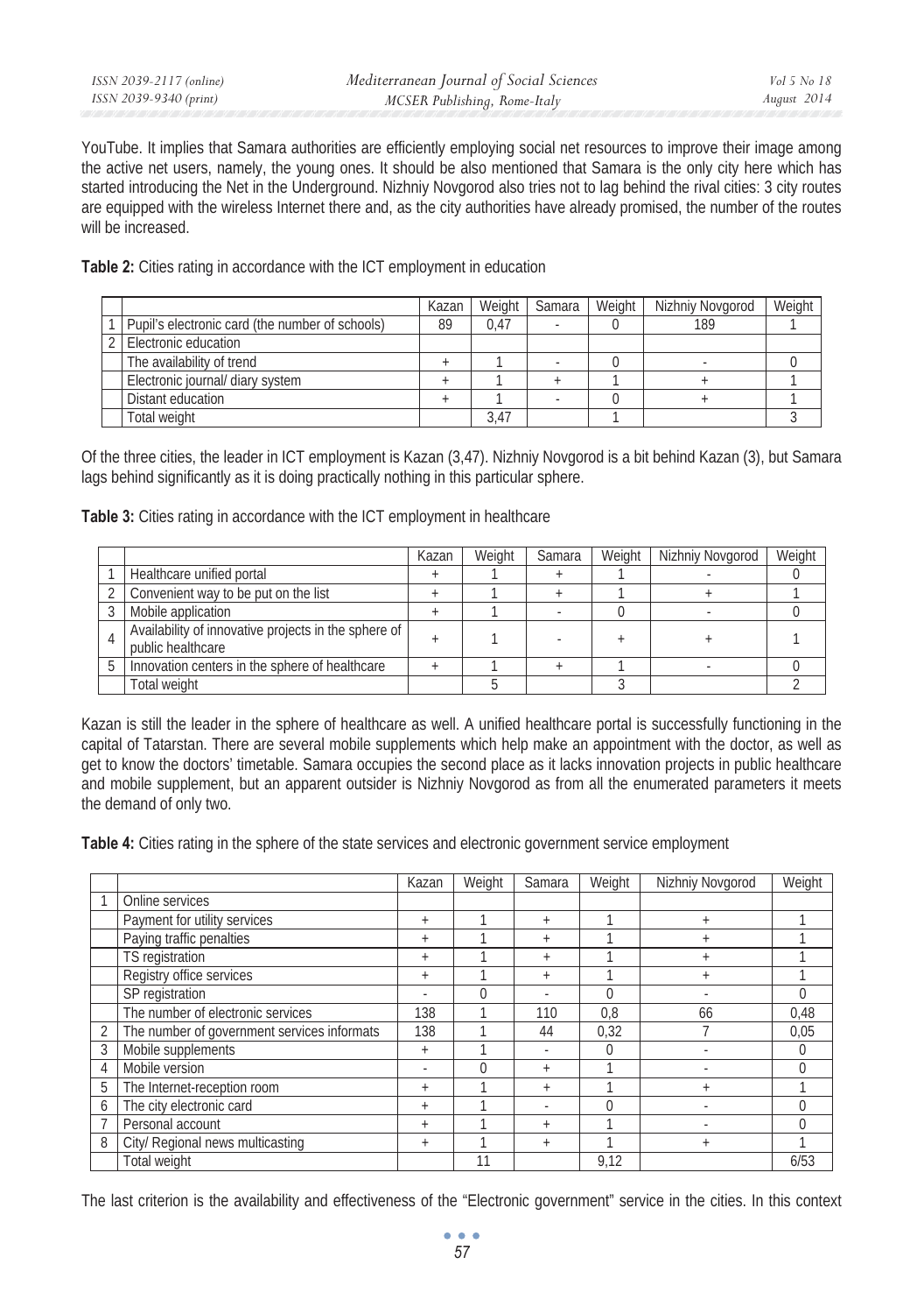YouTube. It implies that Samara authorities are efficiently employing social net resources to improve their image among the active net users, namely, the young ones. It should be also mentioned that Samara is the only city here which has started introducing the Net in the Underground. Nizhniy Novgorod also tries not to lag behind the rival cities: 3 city routes are equipped with the wireless Internet there and, as the city authorities have already promised, the number of the routes will be increased.

**Table 2:** Cities rating in accordance with the ICT employment in education

| | | Kazan | Weight | Samara | Weight | Nizhniy Novgorod | Weight |
|---|---|---|---|---|---|---|---|
| 1 | Pupil's electronic card (the number of schools) | 89 | 0,47 | - | 0 | 189 | 1 |
| 2 | Electronic education | | | | | | |
| | The availability of trend | + | 1 | - | 0 | - | 0 |
| | Electronic journal/ diary system | + | 1 | + | 1 | + | 1 |
| | Distant education | + | 1 | - | 0 | + | 1 |
| | Total weight | | 3,47 | | 1 | | 3 |

Of the three cities, the leader in ICT employment is Kazan (3,47). Nizhniy Novgorod is a bit behind Kazan (3), but Samara lags behind significantly as it is doing practically nothing in this particular sphere.

**Table 3:** Cities rating in accordance with the ICT employment in healthcare

| | | Kazan | Weight | Samara | Weight | Nizhniy Novgorod | Weight |
|---|---|---|---|---|---|---|---|
| 1 | Healthcare unified portal | + | 1 | + | 1 | - | 0 |
| 2 | Convenient way to be put on the list | + | 1 | + | 1 | + | 1 |
| 3 | Mobile application | + | 1 | - | 0 | - | 0 |
| 4 | Availability of innovative projects in the sphere of public healthcare | + | 1 | - | + | + | 1 |
| 5 | Innovation centers in the sphere of healthcare | + | 1 | + | 1 | - | 0 |
| | Total weight | | 5 | | 3 | | 2 |

Kazan is still the leader in the sphere of healthcare as well. A unified healthcare portal is successfully functioning in the capital of Tatarstan. There are several mobile supplements which help make an appointment with the doctor, as well as get to know the doctors' timetable. Samara occupies the second place as it lacks innovation projects in public healthcare and mobile supplement, but an apparent outsider is Nizhniy Novgorod as from all the enumerated parameters it meets the demand of only two.

**Table 4:** Cities rating in the sphere of the state services and electronic government service employment

| | | Kazan | Weight | Samara | Weight | Nizhniy Novgorod | Weight |
|---|---|---|---|---|---|---|---|
| 1 | Online services | | | | | | |
| | Payment for utility services | + | 1 | + | 1 | + | 1 |
| | Paying traffic penalties | + | 1 | + | 1 | + | 1 |
| | TS registration | + | 1 | + | 1 | + | 1 |
| | Registry office services | + | 1 | + | 1 | + | 1 |
| | SP registration | - | 0 | - | 0 | - | 0 |
| | The number of electronic services | 138 | 1 | 110 | 0,8 | 66 | 0,48 |
| 2 | The number of government services informats | 138 | 1 | 44 | 0,32 | 7 | 0,05 |
| 3 | Mobile supplements | + | 1 | - | 0 | - | 0 |
| 4 | Mobile version | - | 0 | + | 1 | - | 0 |
| 5 | The Internet-reception room | + | 1 | + | 1 | + | 1 |
| 6 | The city electronic card | + | 1 | - | 0 | - | 0 |
| 7 | Personal account | + | 1 | + | 1 | - | 0 |
| 8 | City/ Regional news multicasting | + | 1 | + | 1 | + | 1 |
| | Total weight | | 11 | | 9,12 | | 6/53 |

The last criterion is the availability and effectiveness of the "Electronic government" service in the cities. In this context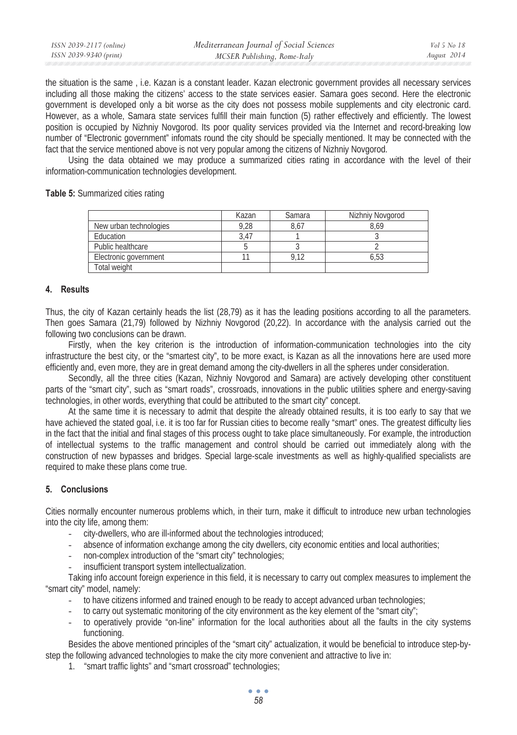the situation is the same , i.e. Kazan is a constant leader. Kazan electronic government provides all necessary services including all those making the citizens' access to the state services easier. Samara goes second. Here the electronic government is developed only a bit worse as the city does not possess mobile supplements and city electronic card. However, as a whole, Samara state services fulfill their main function (5) rather effectively and efficiently. The lowest position is occupied by Nizhniy Novgorod. Its poor quality services provided via the Internet and record-breaking low number of "Electronic government" infomats round the city should be specially mentioned. It may be connected with the fact that the service mentioned above is not very popular among the citizens of Nizhniy Novgorod.

Using the data obtained we may produce a summarized cities rating in accordance with the level of their information-communication technologies development.

**Table 5:** Summarized cities rating

| | Kazan | Samara | Nizhniy Novgorod |
|---|---|---|---|
| New urban technologies | 9,28 | 8,67 | 8,69 |
| Education | 3,47 | 1 | 3 |
| Public healthcare | 5 | 3 | 2 |
| Electronic government | 11 | 9,12 | 6,53 |
| Total weight | | | |

## 4. Results

Thus, the city of Kazan certainly heads the list (28,79) as it has the leading positions according to all the parameters. Then goes Samara (21,79) followed by Nizhniy Novgorod (20,22). In accordance with the analysis carried out the following two conclusions can be drawn.

Firstly, when the key criterion is the introduction of information-communication technologies into the city infrastructure the best city, or the "smartest city", to be more exact, is Kazan as all the innovations here are used more efficiently and, even more, they are in great demand among the city-dwellers in all the spheres under consideration.

Secondly, all the three cities (Kazan, Nizhniy Novgorod and Samara) are actively developing other constituent parts of the "smart city", such as "smart roads", crossroads, innovations in the public utilities sphere and energy-saving technologies, in other words, everything that could be attributed to the smart city" concept.

At the same time it is necessary to admit that despite the already obtained results, it is too early to say that we have achieved the stated goal, i.e. it is too far for Russian cities to become really "smart" ones. The greatest difficulty lies in the fact that the initial and final stages of this process ought to take place simultaneously. For example, the introduction of intellectual systems to the traffic management and control should be carried out immediately along with the construction of new bypasses and bridges. Special large-scale investments as well as highly-qualified specialists are required to make these plans come true.

## 5. Conclusions

Cities normally encounter numerous problems which, in their turn, make it difficult to introduce new urban technologies into the city life, among them:

- city-dwellers, who are ill-informed about the technologies introduced;
- absence of information exchange among the city dwellers, city economic entities and local authorities;
- non-complex introduction of the "smart city" technologies;
- insufficient transport system intellectualization.

Taking info account foreign experience in this field, it is necessary to carry out complex measures to implement the "smart city" model, namely:

- to have citizens informed and trained enough to be ready to accept advanced urban technologies;
- to carry out systematic monitoring of the city environment as the key element of the "smart city";
- to operatively provide "on-line" information for the local authorities about all the faults in the city systems functioning.

Besides the above mentioned principles of the "smart city" actualization, it would be beneficial to introduce step-by-step the following advanced technologies to make the city more convenient and attractive to live in:

1. "smart traffic lights" and "smart crossroad" technologies;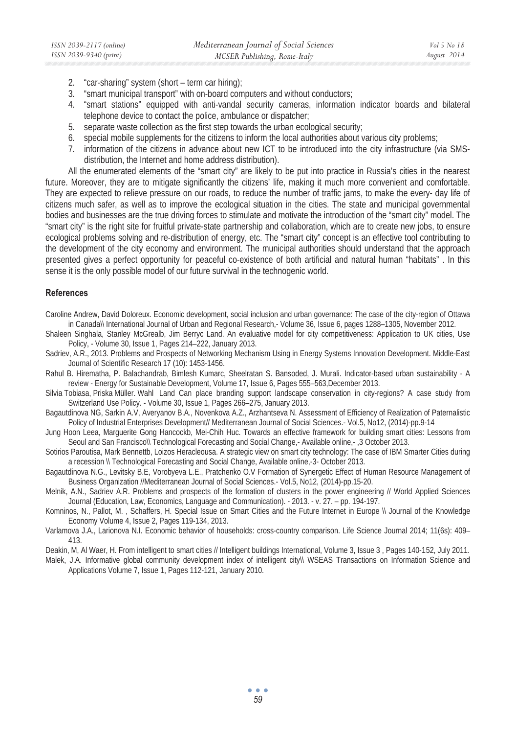2. "car-sharing" system (short – term car hiring);
3. "smart municipal transport" with on-board computers and without conductors;
4. "smart stations" equipped with anti-vandal security cameras, information indicator boards and bilateral telephone device to contact the police, ambulance or dispatcher;
5. separate waste collection as the first step towards the urban ecological security;
6. special mobile supplements for the citizens to inform the local authorities about various city problems;
7. information of the citizens in advance about new ICT to be introduced into the city infrastructure (via SMS-distribution, the Internet and home address distribution).

All the enumerated elements of the "smart city" are likely to be put into practice in Russia's cities in the nearest future. Moreover, they are to mitigate significantly the citizens' life, making it much more convenient and comfortable. They are expected to relieve pressure on our roads, to reduce the number of traffic jams, to make the every- day life of citizens much safer, as well as to improve the ecological situation in the cities. The state and municipal governmental bodies and businesses are the true driving forces to stimulate and motivate the introduction of the "smart city" model. The "smart city" is the right site for fruitful private-state partnership and collaboration, which are to create new jobs, to ensure ecological problems solving and re-distribution of energy, etc. The "smart city" concept is an effective tool contributing to the development of the city economy and environment. The municipal authorities should understand that the approach presented gives a perfect opportunity for peaceful co-existence of both artificial and natural human "habitats" . In this sense it is the only possible model of our future survival in the technogenic world.

## References

Caroline Andrew, David Doloreux. Economic development, social inclusion and urban governance: The case of the city-region of Ottawa in Canada\\ International Journal of Urban and Regional Research,- Volume 36, Issue 6, pages 1288–1305, November 2012.

Shaleen Singhala, Stanley McGrealb, Jim Berryc Land. An evaluative model for city competitiveness: Application to UK cities, Use Policy, - Volume 30, Issue 1, Pages 214–222, January 2013.

Sadriev, A.R., 2013. Problems and Prospects of Networking Mechanism Using in Energy Systems Innovation Development. Middle-East Journal of Scientific Research 17 (10): 1453-1456.

Rahul B. Hirematha, P. Balachandrab, Bimlesh Kumarc, Sheelratan S. Bansoded, J. Murali. Indicator-based urban sustainability - A review - Energy for Sustainable Development, Volume 17, Issue 6, Pages 555–563,December 2013.

Silvia Tobiasa, Priska Müller. Wahl Land Can place branding support landscape conservation in city-regions? A case study from Switzerland Use Policy. - Volume 30, Issue 1, Pages 266–275, January 2013.

Bagautdinova NG, Sarkin A.V, Averyanov B.A., Novenkova A.Z., Arzhantseva N. Assessment of Efficiency of Realization of Paternalistic Policy of Industrial Enterprises Development// Mediterranean Journal of Social Sciences.- Vol.5, No12, (2014)-pp.9-14

Jung Hoon Leea, Marguerite Gong Hancockb, Mei-Chih Huc. Towards an effective framework for building smart cities: Lessons from Seoul and San Francisco\\ Technological Forecasting and Social Change,- Available online,- ,3 October 2013.

Sotirios Paroutisa, Mark Bennettb, Loizos Heracleousa. A strategic view on smart city technology: The case of IBM Smarter Cities during a recession \\ Technological Forecasting and Social Change, Available online,-3- October 2013.

Bagautdinova N.G., Levitsky B.E, Vorobyeva L.E., Pratchenko O.V Formation of Synergetic Effect of Human Resource Management of Business Organization //Mediterranean Journal of Social Sciences.- Vol.5, No12, (2014)-pp.15-20.

Melnik, A.N., Sadriev A.R. Problems and prospects of the formation of clusters in the power engineering // World Applied Sciences Journal (Education, Law, Economics, Language and Communication). - 2013. - v. 27. – pp. 194-197.

Komninos, N., Pallot, M. , Schaffers, H. Special Issue on Smart Cities and the Future Internet in Europe \\ Journal of the Knowledge Economy Volume 4, Issue 2, Pages 119-134, 2013.

Varlamova J.A., Larionova N.I. Economic behavior of households: cross-country comparison. Life Science Journal 2014; 11(6s): 409–413.

Deakin, M, Al Waer, H. From intelligent to smart cities // Intelligent buildings International, Volume 3, Issue 3 , Pages 140-152, July 2011.

Malek, J.A. Informative global community development index of intelligent city\\ WSEAS Transactions on Information Science and Applications Volume 7, Issue 1, Pages 112-121, January 2010.